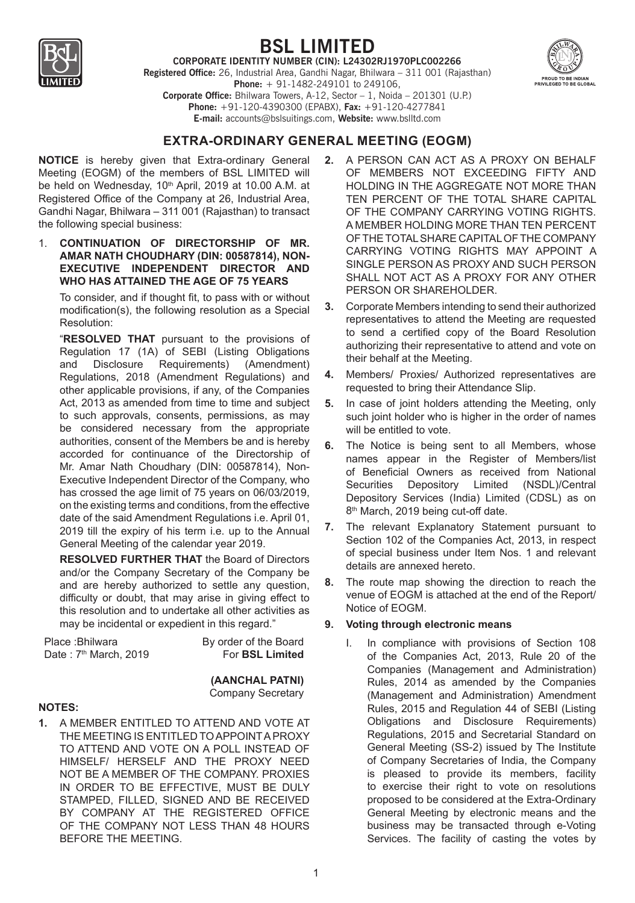# BSL LIMITED

**CORPORATE IDENTITY NUMBER (CIN): L24302RJ1970PLC002266**

**Registered Office:** 26, Industrial Area, Gandhi Nagar, Bhilwara – 311 001 (Rajasthan)
**Phone:** + 91-1482-249101 to 249106,
**Corporate Office:** Bhilwara Towers, A-12, Sector – 1, Noida – 201301 (U.P.)
**Phone:** +91-120-4390300 (EPABX), **Fax:** +91-120-4277841
**E-mail:** accounts@bslsuitings.com, **Website:** www.bslltd.com

## EXTRA-ORDINARY GENERAL MEETING (EOGM)

**NOTICE** is hereby given that Extra-ordinary General Meeting (EOGM) of the members of BSL LIMITED will be held on Wednesday, 10th April, 2019 at 10.00 A.M. at Registered Office of the Company at 26, Industrial Area, Gandhi Nagar, Bhilwara – 311 001 (Rajasthan) to transact the following special business:

1. **CONTINUATION OF DIRECTORSHIP OF MR. AMAR NATH CHOUDHARY (DIN: 00587814), NON-EXECUTIVE INDEPENDENT DIRECTOR AND WHO HAS ATTAINED THE AGE OF 75 YEARS**

   To consider, and if thought fit, to pass with or without modification(s), the following resolution as a Special Resolution:

   "**RESOLVED THAT** pursuant to the provisions of Regulation 17 (1A) of SEBI (Listing Obligations and Disclosure Requirements) (Amendment) Regulations, 2018 (Amendment Regulations) and other applicable provisions, if any, of the Companies Act, 2013 as amended from time to time and subject to such approvals, consents, permissions, as may be considered necessary from the appropriate authorities, consent of the Members be and is hereby accorded for continuance of the Directorship of Mr. Amar Nath Choudhary (DIN: 00587814), Non-Executive Independent Director of the Company, who has crossed the age limit of 75 years on 06/03/2019, on the existing terms and conditions, from the effective date of the said Amendment Regulations i.e. April 01, 2019 till the expiry of his term i.e. up to the Annual General Meeting of the calendar year 2019.

   **RESOLVED FURTHER THAT** the Board of Directors and/or the Company Secretary of the Company be and are hereby authorized to settle any question, difficulty or doubt, that may arise in giving effect to this resolution and to undertake all other activities as may be incidental or expedient in this regard."

Place :Bhilwara
Date : 7th March, 2019

By order of the Board
For **BSL Limited**

**(AANCHAL PATNI)**
Company Secretary

**NOTES:**

1. A MEMBER ENTITLED TO ATTEND AND VOTE AT THE MEETING IS ENTITLED TO APPOINT A PROXY TO ATTEND AND VOTE ON A POLL INSTEAD OF HIMSELF/ HERSELF AND THE PROXY NEED NOT BE A MEMBER OF THE COMPANY. PROXIES IN ORDER TO BE EFFECTIVE, MUST BE DULY STAMPED, FILLED, SIGNED AND BE RECEIVED BY COMPANY AT THE REGISTERED OFFICE OF THE COMPANY NOT LESS THAN 48 HOURS BEFORE THE MEETING.
2. A PERSON CAN ACT AS A PROXY ON BEHALF OF MEMBERS NOT EXCEEDING FIFTY AND HOLDING IN THE AGGREGATE NOT MORE THAN TEN PERCENT OF THE TOTAL SHARE CAPITAL OF THE COMPANY CARRYING VOTING RIGHTS. A MEMBER HOLDING MORE THAN TEN PERCENT OF THE TOTAL SHARE CAPITAL OF THE COMPANY CARRYING VOTING RIGHTS MAY APPOINT A SINGLE PERSON AS PROXY AND SUCH PERSON SHALL NOT ACT AS A PROXY FOR ANY OTHER PERSON OR SHAREHOLDER.
3. Corporate Members intending to send their authorized representatives to attend the Meeting are requested to send a certified copy of the Board Resolution authorizing their representative to attend and vote on their behalf at the Meeting.
4. Members/ Proxies/ Authorized representatives are requested to bring their Attendance Slip.
5. In case of joint holders attending the Meeting, only such joint holder who is higher in the order of names will be entitled to vote.
6. The Notice is being sent to all Members, whose names appear in the Register of Members/list of Beneficial Owners as received from National Securities Depository Limited (NSDL)/Central Depository Services (India) Limited (CDSL) as on 8th March, 2019 being cut-off date.
7. The relevant Explanatory Statement pursuant to Section 102 of the Companies Act, 2013, in respect of special business under Item Nos. 1 and relevant details are annexed hereto.
8. The route map showing the direction to reach the venue of EOGM is attached at the end of the Report/ Notice of EOGM.
9. **Voting through electronic means**

   I. In compliance with provisions of Section 108 of the Companies Act, 2013, Rule 20 of the Companies (Management and Administration) Rules, 2014 as amended by the Companies (Management and Administration) Amendment Rules, 2015 and Regulation 44 of SEBI (Listing Obligations and Disclosure Requirements) Regulations, 2015 and Secretarial Standard on General Meeting (SS-2) issued by The Institute of Company Secretaries of India, the Company is pleased to provide its members, facility to exercise their right to vote on resolutions proposed to be considered at the Extra-Ordinary General Meeting by electronic means and the business may be transacted through e-Voting Services. The facility of casting the votes by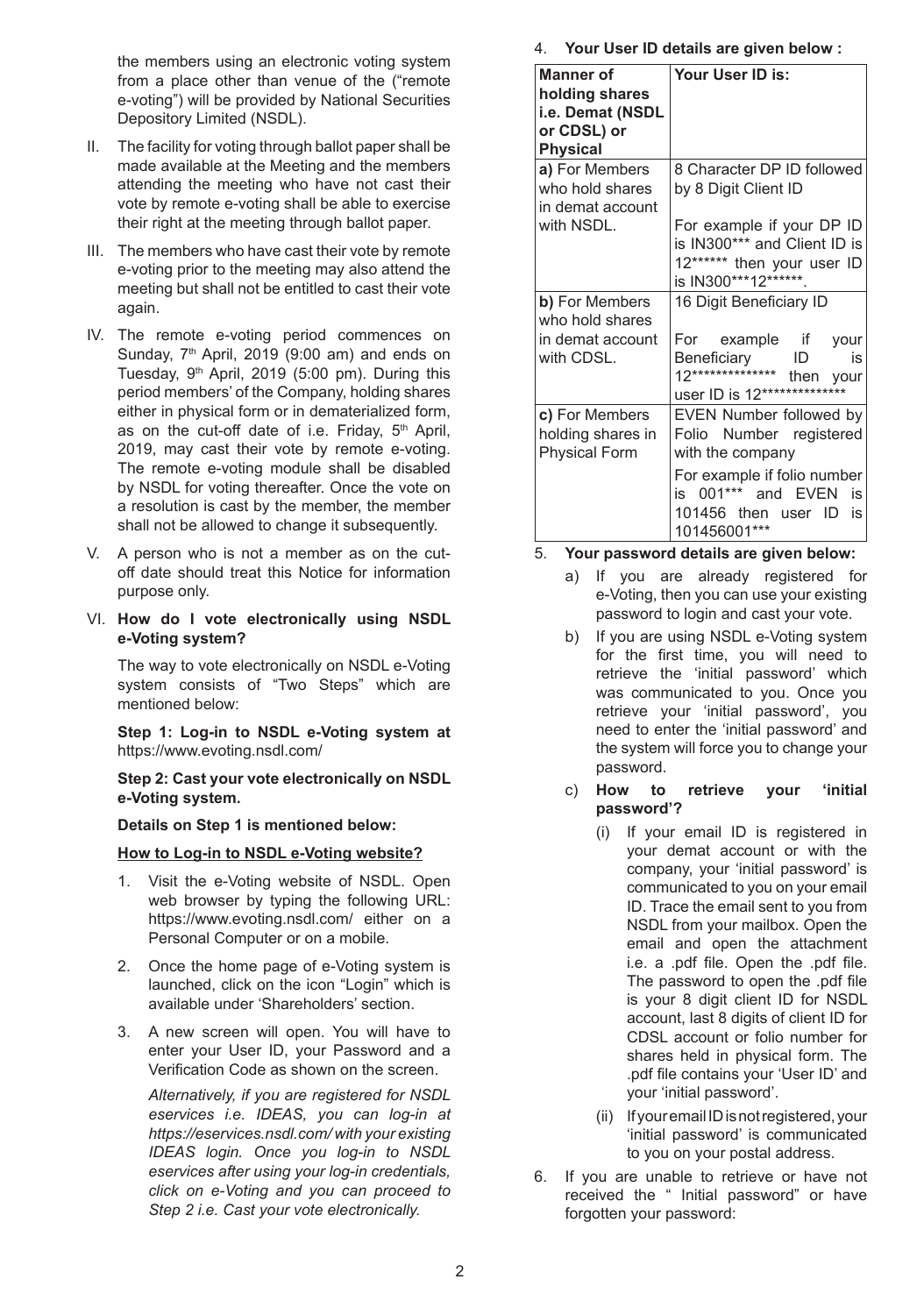the members using an electronic voting system from a place other than venue of the ("remote e-voting") will be provided by National Securities Depository Limited (NSDL).

II. The facility for voting through ballot paper shall be made available at the Meeting and the members attending the meeting who have not cast their vote by remote e-voting shall be able to exercise their right at the meeting through ballot paper.

III. The members who have cast their vote by remote e-voting prior to the meeting may also attend the meeting but shall not be entitled to cast their vote again.

IV. The remote e-voting period commences on Sunday, 7th April, 2019 (9:00 am) and ends on Tuesday, 9th April, 2019 (5:00 pm). During this period members' of the Company, holding shares either in physical form or in dematerialized form, as on the cut-off date of i.e. Friday, 5th April, 2019, may cast their vote by remote e-voting. The remote e-voting module shall be disabled by NSDL for voting thereafter. Once the vote on a resolution is cast by the member, the member shall not be allowed to change it subsequently.

V. A person who is not a member as on the cut-off date should treat this Notice for information purpose only.

VI. **How do I vote electronically using NSDL e-Voting system?**

The way to vote electronically on NSDL e-Voting system consists of "Two Steps" which are mentioned below:

**Step 1: Log-in to NSDL e-Voting system at** https://www.evoting.nsdl.com/

**Step 2: Cast your vote electronically on NSDL e-Voting system.**

**Details on Step 1 is mentioned below:**

**<u>How to Log-in to NSDL e-Voting website?</u>**

1. Visit the e-Voting website of NSDL. Open web browser by typing the following URL: https://www.evoting.nsdl.com/ either on a Personal Computer or on a mobile.

2. Once the home page of e-Voting system is launched, click on the icon "Login" which is available under 'Shareholders' section.

3. A new screen will open. You will have to enter your User ID, your Password and a Verification Code as shown on the screen.

   *Alternatively, if you are registered for NSDL eservices i.e. IDEAS, you can log-in at https://eservices.nsdl.com/ with your existing IDEAS login. Once you log-in to NSDL eservices after using your log-in credentials, click on e-Voting and you can proceed to Step 2 i.e. Cast your vote electronically.*

4. **Your User ID details are given below :**

| Manner of holding shares i.e. Demat (NSDL or CDSL) or Physical | Your User ID is: |
|---|---|
| **a)** For Members who hold shares in demat account with NSDL. | 8 Character DP ID followed by 8 Digit Client ID<br><br>For example if your DP ID is IN300*** and Client ID is 12****** then your user ID is IN300***12******. |
| **b)** For Members who hold shares in demat account with CDSL. | 16 Digit Beneficiary ID<br><br>For example if your Beneficiary ID is 12************** then your user ID is 12************** |
| **c)** For Members holding shares in Physical Form | EVEN Number followed by Folio Number registered with the company<br><br>For example if folio number is 001*** and EVEN is 101456 then user ID is 101456001*** |

5. **Your password details are given below:**

   a) If you are already registered for e-Voting, then you can use your existing password to login and cast your vote.

   b) If you are using NSDL e-Voting system for the first time, you will need to retrieve the 'initial password' which was communicated to you. Once you retrieve your 'initial password', you need to enter the 'initial password' and the system will force you to change your password.

   c) **How to retrieve your 'initial password'?**

      (i) If your email ID is registered in your demat account or with the company, your 'initial password' is communicated to you on your email ID. Trace the email sent to you from NSDL from your mailbox. Open the email and open the attachment i.e. a .pdf file. Open the .pdf file. The password to open the .pdf file is your 8 digit client ID for NSDL account, last 8 digits of client ID for CDSL account or folio number for shares held in physical form. The .pdf file contains your 'User ID' and your 'initial password'.

      (ii) If your email ID is not registered, your 'initial password' is communicated to you on your postal address.

6. If you are unable to retrieve or have not received the " Initial password" or have forgotten your password: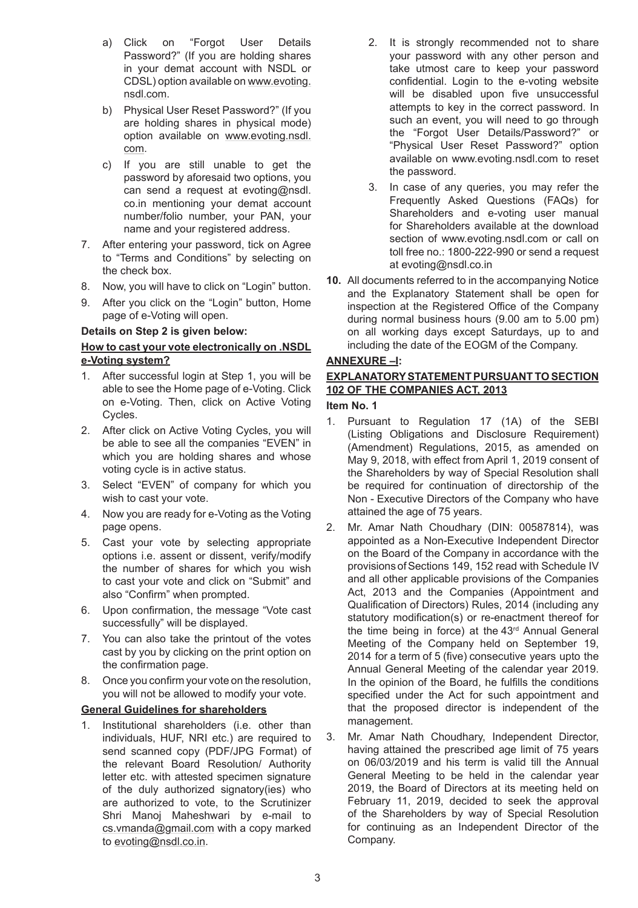a) Click on "Forgot User Details Password?" (If you are holding shares in your demat account with NSDL or CDSL) option available on www.evoting.nsdl.com.

b) Physical User Reset Password?" (If you are holding shares in physical mode) option available on www.evoting.nsdl.com.

c) If you are still unable to get the password by aforesaid two options, you can send a request at evoting@nsdl.co.in mentioning your demat account number/folio number, your PAN, your name and your registered address.

7. After entering your password, tick on Agree to "Terms and Conditions" by selecting on the check box.

8. Now, you will have to click on "Login" button.

9. After you click on the "Login" button, Home page of e-Voting will open.

**Details on Step 2 is given below:**

**How to cast your vote electronically on .NSDL e-Voting system?**

1. After successful login at Step 1, you will be able to see the Home page of e-Voting. Click on e-Voting. Then, click on Active Voting Cycles.
2. After click on Active Voting Cycles, you will be able to see all the companies "EVEN" in which you are holding shares and whose voting cycle is in active status.
3. Select "EVEN" of company for which you wish to cast your vote.
4. Now you are ready for e-Voting as the Voting page opens.
5. Cast your vote by selecting appropriate options i.e. assent or dissent, verify/modify the number of shares for which you wish to cast your vote and click on "Submit" and also "Confirm" when prompted.
6. Upon confirmation, the message "Vote cast successfully" will be displayed.
7. You can also take the printout of the votes cast by you by clicking on the print option on the confirmation page.
8. Once you confirm your vote on the resolution, you will not be allowed to modify your vote.

**General Guidelines for shareholders**

1. Institutional shareholders (i.e. other than individuals, HUF, NRI etc.) are required to send scanned copy (PDF/JPG Format) of the relevant Board Resolution/ Authority letter etc. with attested specimen signature of the duly authorized signatory(ies) who are authorized to vote, to the Scrutinizer Shri Manoj Maheshwari by e-mail to cs.vmanda@gmail.com with a copy marked to evoting@nsdl.co.in.
2. It is strongly recommended not to share your password with any other person and take utmost care to keep your password confidential. Login to the e-voting website will be disabled upon five unsuccessful attempts to key in the correct password. In such an event, you will need to go through the "Forgot User Details/Password?" or "Physical User Reset Password?" option available on www.evoting.nsdl.com to reset the password.
3. In case of any queries, you may refer the Frequently Asked Questions (FAQs) for Shareholders and e-voting user manual for Shareholders available at the download section of www.evoting.nsdl.com or call on toll free no.: 1800-222-990 or send a request at evoting@nsdl.co.in

**10.** All documents referred to in the accompanying Notice and the Explanatory Statement shall be open for inspection at the Registered Office of the Company during normal business hours (9.00 am to 5.00 pm) on all working days except Saturdays, up to and including the date of the EOGM of the Company.

**ANNEXURE –I:**

**EXPLANATORY STATEMENT PURSUANT TO SECTION 102 OF THE COMPANIES ACT, 2013**

**Item No. 1**

1. Pursuant to Regulation 17 (1A) of the SEBI (Listing Obligations and Disclosure Requirement) (Amendment) Regulations, 2015, as amended on May 9, 2018, with effect from April 1, 2019 consent of the Shareholders by way of Special Resolution shall be required for continuation of directorship of the Non - Executive Directors of the Company who have attained the age of 75 years.
2. Mr. Amar Nath Choudhary (DIN: 00587814), was appointed as a Non-Executive Independent Director on the Board of the Company in accordance with the provisions of Sections 149, 152 read with Schedule IV and all other applicable provisions of the Companies Act, 2013 and the Companies (Appointment and Qualification of Directors) Rules, 2014 (including any statutory modification(s) or re-enactment thereof for the time being in force) at the 43rd Annual General Meeting of the Company held on September 19, 2014 for a term of 5 (five) consecutive years upto the Annual General Meeting of the calendar year 2019. In the opinion of the Board, he fulfills the conditions specified under the Act for such appointment and that the proposed director is independent of the management.
3. Mr. Amar Nath Choudhary, Independent Director, having attained the prescribed age limit of 75 years on 06/03/2019 and his term is valid till the Annual General Meeting to be held in the calendar year 2019, the Board of Directors at its meeting held on February 11, 2019, decided to seek the approval of the Shareholders by way of Special Resolution for continuing as an Independent Director of the Company.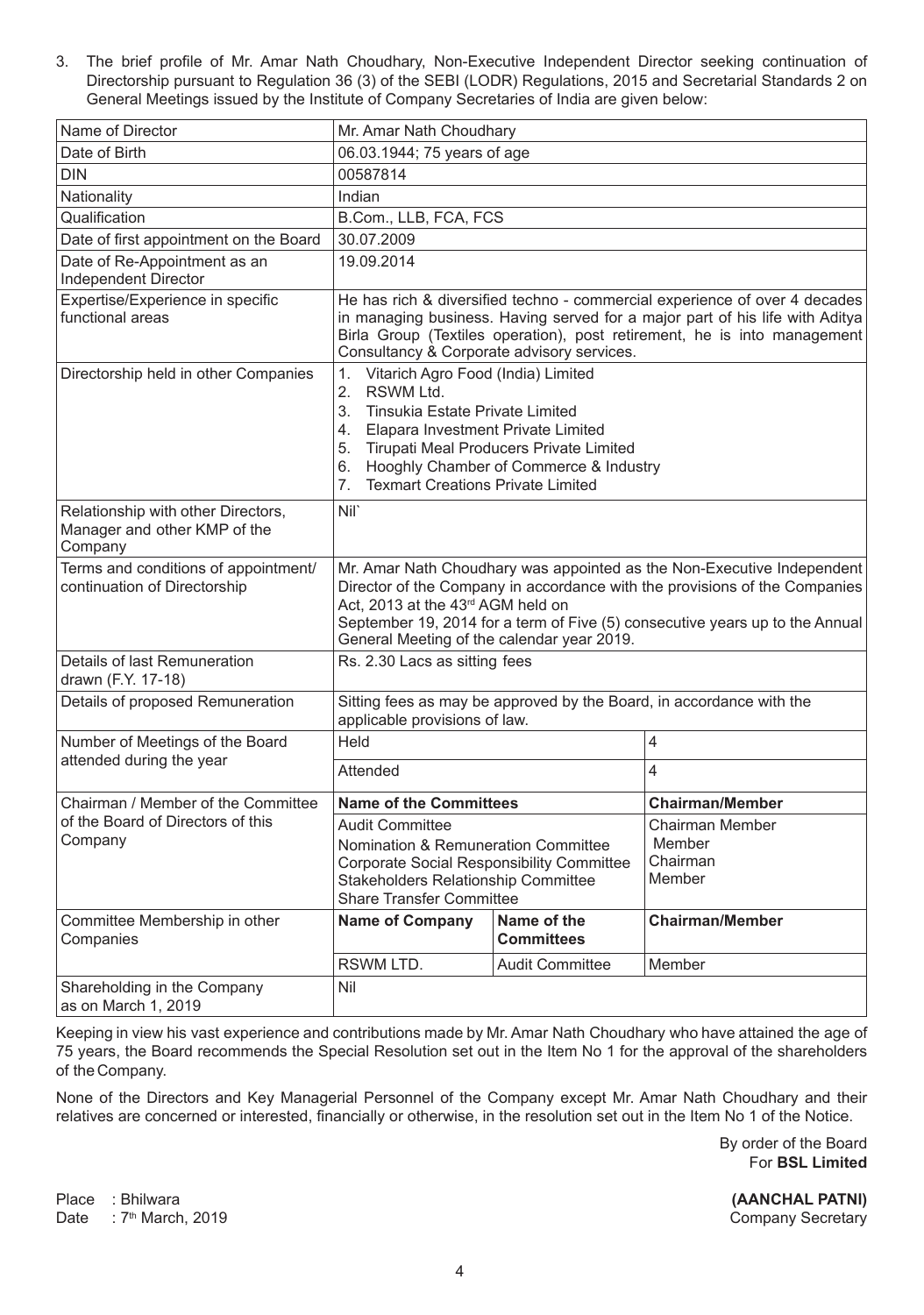3. The brief profile of Mr. Amar Nath Choudhary, Non-Executive Independent Director seeking continuation of Directorship pursuant to Regulation 36 (3) of the SEBI (LODR) Regulations, 2015 and Secretarial Standards 2 on General Meetings issued by the Institute of Company Secretaries of India are given below:

| Name of Director | Mr. Amar Nath Choudhary | | |
|---|---|---|---|
| Date of Birth | 06.03.1944; 75 years of age | | |
| DIN | 00587814 | | |
| Nationality | Indian | | |
| Qualification | B.Com., LLB, FCA, FCS | | |
| Date of first appointment on the Board | 30.07.2009 | | |
| Date of Re-Appointment as an Independent Director | 19.09.2014 | | |
| Expertise/Experience in specific functional areas | He has rich & diversified techno - commercial experience of over 4 decades in managing business. Having served for a major part of his life with Aditya Birla Group (Textiles operation), post retirement, he is into management Consultancy & Corporate advisory services. | | |
| Directorship held in other Companies | 1. Vitarich Agro Food (India) Limited<br>2. RSWM Ltd.<br>3. Tinsukia Estate Private Limited<br>4. Elapara Investment Private Limited<br>5. Tirupati Meal Producers Private Limited<br>6. Hooghly Chamber of Commerce & Industry<br>7. Texmart Creations Private Limited | | |
| Relationship with other Directors, Manager and other KMP of the Company | Nil` | | |
| Terms and conditions of appointment/ continuation of Directorship | Mr. Amar Nath Choudhary was appointed as the Non-Executive Independent Director of the Company in accordance with the provisions of the Companies Act, 2013 at the 43rd AGM held on September 19, 2014 for a term of Five (5) consecutive years up to the Annual General Meeting of the calendar year 2019. | | |
| Details of last Remuneration drawn (F.Y. 17-18) | Rs. 2.30 Lacs as sitting fees | | |
| Details of proposed Remuneration | Sitting fees as may be approved by the Board, in accordance with the applicable provisions of law. | | |
| Number of Meetings of the Board attended during the year | Held | | 4 |
| | Attended | | 4 |
| Chairman / Member of the Committee of the Board of Directors of this Company | **Name of the Committees** | | **Chairman/Member** |
| | Audit Committee<br>Nomination & Remuneration Committee<br>Corporate Social Responsibility Committee<br>Stakeholders Relationship Committee<br>Share Transfer Committee | | Chairman Member<br>Member<br>Chairman<br>Member |
| Committee Membership in other Companies | **Name of Company** | **Name of the Committees** | **Chairman/Member** |
| | RSWM LTD. | Audit Committee | Member |
| Shareholding in the Company as on March 1, 2019 | Nil | | |

Keeping in view his vast experience and contributions made by Mr. Amar Nath Choudhary who have attained the age of 75 years, the Board recommends the Special Resolution set out in the Item No 1 for the approval of the shareholders of the Company.

None of the Directors and Key Managerial Personnel of the Company except Mr. Amar Nath Choudhary and their relatives are concerned or interested, financially or otherwise, in the resolution set out in the Item No 1 of the Notice.

By order of the Board
For **BSL Limited**

Place : Bhilwara
Date : 7th March, 2019

**(AANCHAL PATNI)**
Company Secretary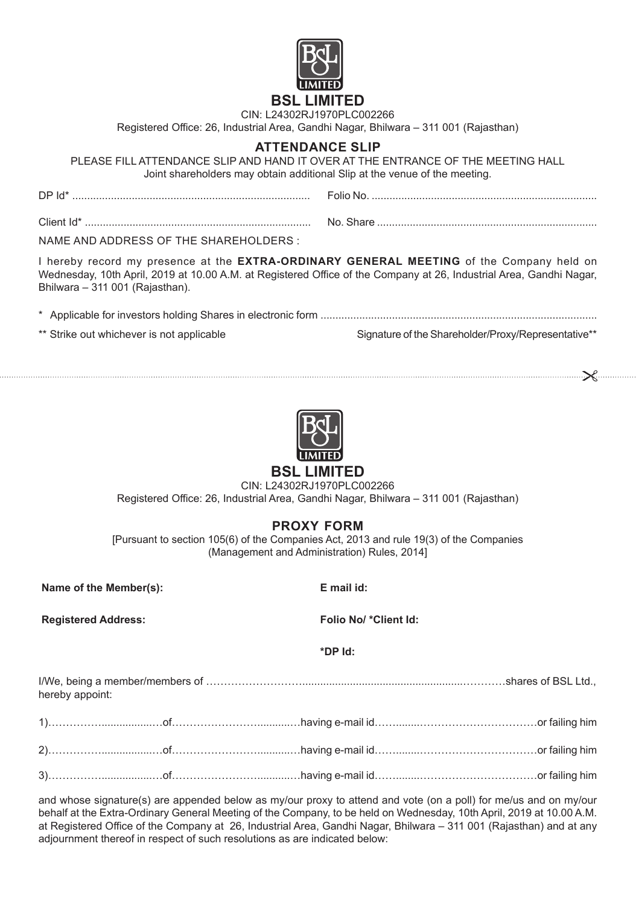# BSL LIMITED

CIN: L24302RJ1970PLC002266

Registered Office: 26, Industrial Area, Gandhi Nagar, Bhilwara – 311 001 (Rajasthan)

## ATTENDANCE SLIP

PLEASE FILL ATTENDANCE SLIP AND HAND IT OVER AT THE ENTRANCE OF THE MEETING HALL

Joint shareholders may obtain additional Slip at the venue of the meeting.

DP Id* ............................................................................... Folio No. ...........................................................................

Client Id* ........................................................................... No. Share .........................................................................

NAME AND ADDRESS OF THE SHAREHOLDERS :

I hereby record my presence at the **EXTRA-ORDINARY GENERAL MEETING** of the Company held on Wednesday, 10th April, 2019 at 10.00 A.M. at Registered Office of the Company at 26, Industrial Area, Gandhi Nagar, Bhilwara – 311 001 (Rajasthan).

\* Applicable for investors holding Shares in electronic form ...........................................................................................

\*\* Strike out whichever is not applicable Signature of the Shareholder/Proxy/Representative\*\*

---

# BSL LIMITED

CIN: L24302RJ1970PLC002266

Registered Office: 26, Industrial Area, Gandhi Nagar, Bhilwara – 311 001 (Rajasthan)

## PROXY FORM

[Pursuant to section 105(6) of the Companies Act, 2013 and rule 19(3) of the Companies (Management and Administration) Rules, 2014]

**Name of the Member(s):** **E mail id:**

**Registered Address:** **Folio No/ \*Client Id:**

**\*DP Id:**

I/We, being a member/members of ……………………….......................................................…………shares of BSL Ltd., hereby appoint:

1)……………..................…of…………………….............…having e-mail id……........……………………………or failing him

2)……………..................…of…………………….............…having e-mail id……........……………………………or failing him

3)……………..................…of…………………….............…having e-mail id……........……………………………or failing him

and whose signature(s) are appended below as my/our proxy to attend and vote (on a poll) for me/us and on my/our behalf at the Extra-Ordinary General Meeting of the Company, to be held on Wednesday, 10th April, 2019 at 10.00 A.M. at Registered Office of the Company at 26, Industrial Area, Gandhi Nagar, Bhilwara – 311 001 (Rajasthan) and at any adjournment thereof in respect of such resolutions as are indicated below: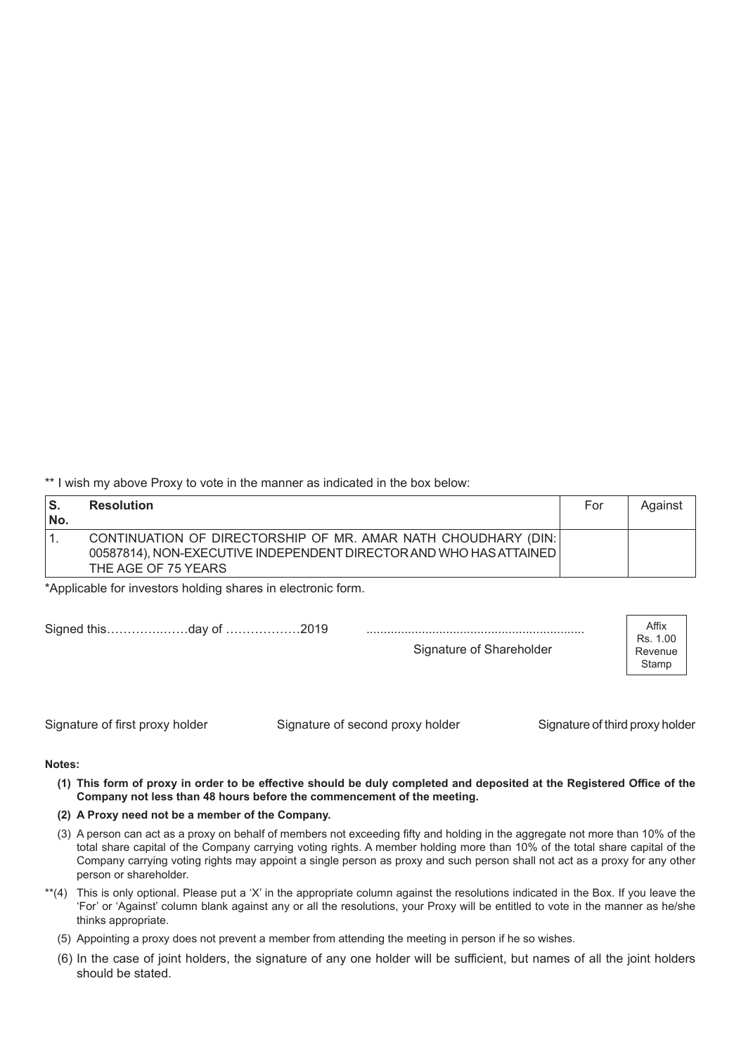** I wish my above Proxy to vote in the manner as indicated in the box below:

| S. No. | Resolution | For | Against |
|---|---|---|---|
| 1. | CONTINUATION OF DIRECTORSHIP OF MR. AMAR NATH CHOUDHARY (DIN: 00587814), NON-EXECUTIVE INDEPENDENT DIRECTOR AND WHO HAS ATTAINED THE AGE OF 75 YEARS | | |

*Applicable for investors holding shares in electronic form.

Signed this…………..……day of ………………2019 ..............................................................

Signature of Shareholder

Affix Rs. 1.00 Revenue Stamp

Signature of first proxy holder Signature of second proxy holder Signature of third proxy holder

**Notes:**

**(1) This form of proxy in order to be effective should be duly completed and deposited at the Registered Office of the Company not less than 48 hours before the commencement of the meeting.**

**(2) A Proxy need not be a member of the Company.**

(3) A person can act as a proxy on behalf of members not exceeding fifty and holding in the aggregate not more than 10% of the total share capital of the Company carrying voting rights. A member holding more than 10% of the total share capital of the Company carrying voting rights may appoint a single person as proxy and such person shall not act as a proxy for any other person or shareholder.

**(4) This is only optional. Please put a 'X' in the appropriate column against the resolutions indicated in the Box. If you leave the 'For' or 'Against' column blank against any or all the resolutions, your Proxy will be entitled to vote in the manner as he/she thinks appropriate.

(5) Appointing a proxy does not prevent a member from attending the meeting in person if he so wishes.

(6) In the case of joint holders, the signature of any one holder will be sufficient, but names of all the joint holders should be stated.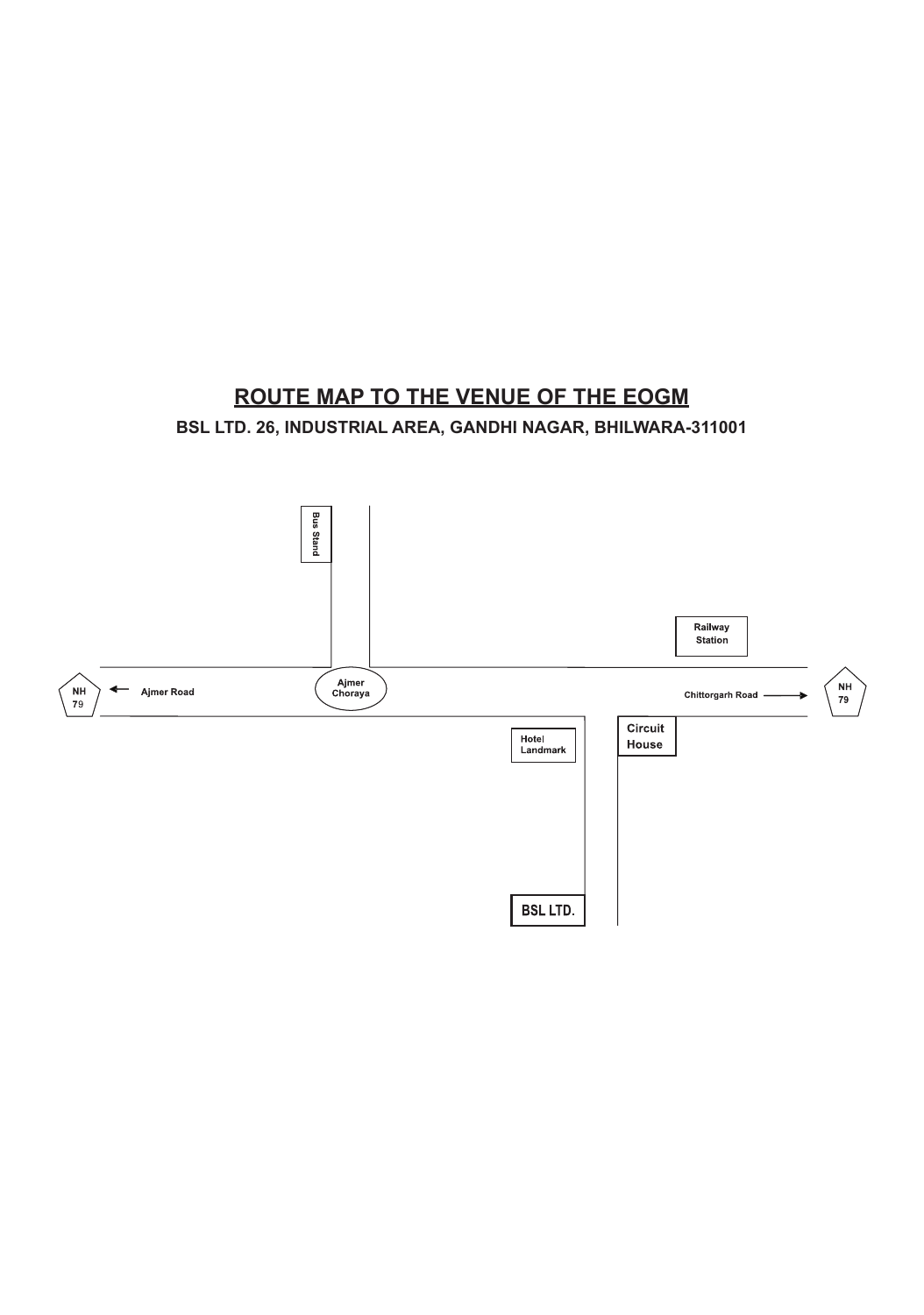# ROUTE MAP TO THE VENUE OF THE EOGM

## BSL LTD. 26, INDUSTRIAL AREA, GANDHI NAGAR, BHILWARA-311001

Bus Stand

Railway Station

NH 79

Ajmer Road

Ajmer Choraya

Chittorgarh Road

NH 79

Hotel Landmark

Circuit House

BSL LTD.